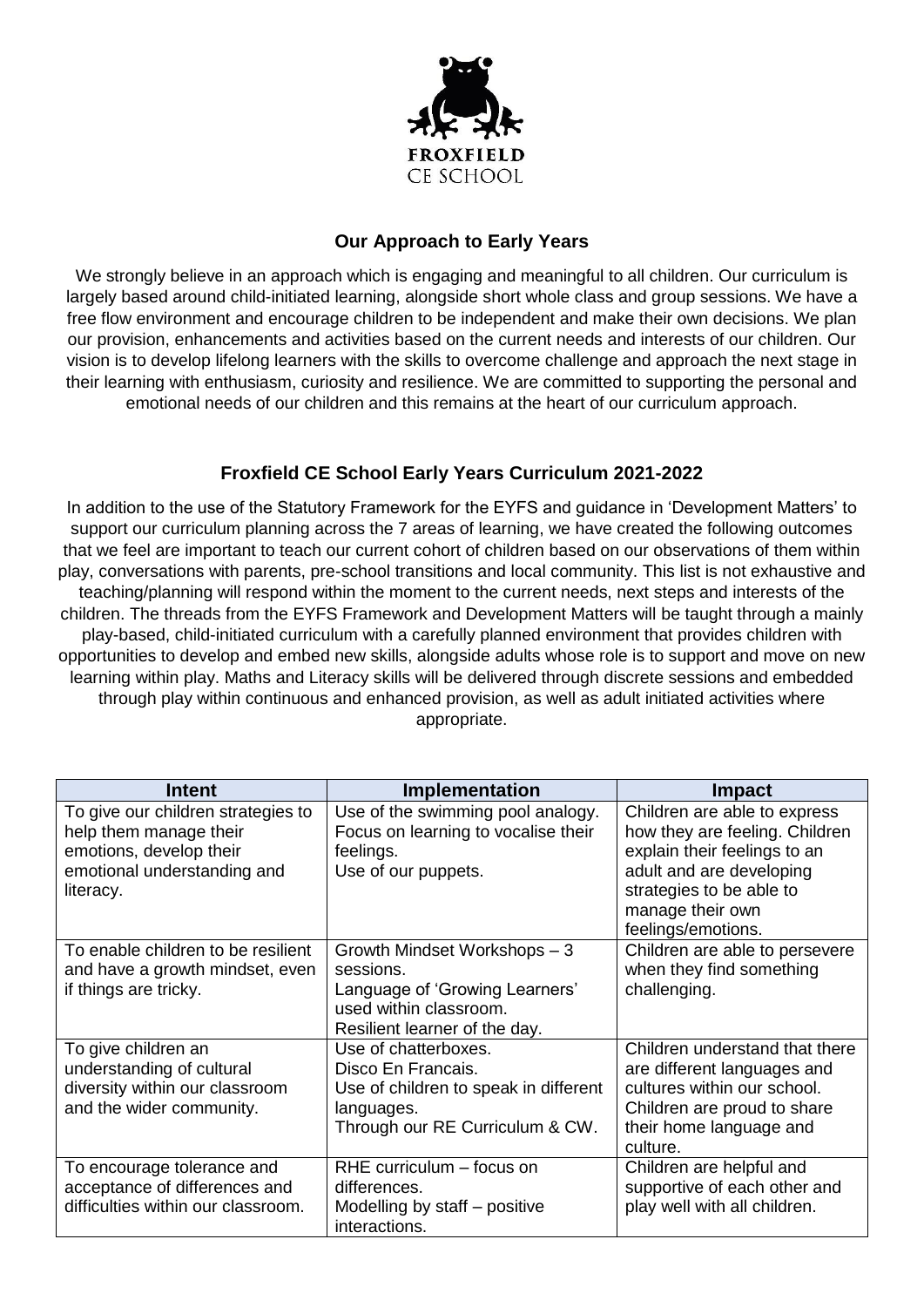FROXFIELD
CE SCHOOL

## Our Approach to Early Years

We strongly believe in an approach which is engaging and meaningful to all children. Our curriculum is largely based around child-initiated learning, alongside short whole class and group sessions. We have a free flow environment and encourage children to be independent and make their own decisions. We plan our provision, enhancements and activities based on the current needs and interests of our children. Our vision is to develop lifelong learners with the skills to overcome challenge and approach the next stage in their learning with enthusiasm, curiosity and resilience. We are committed to supporting the personal and emotional needs of our children and this remains at the heart of our curriculum approach.

## Froxfield CE School Early Years Curriculum 2021-2022

In addition to the use of the Statutory Framework for the EYFS and guidance in 'Development Matters' to support our curriculum planning across the 7 areas of learning, we have created the following outcomes that we feel are important to teach our current cohort of children based on our observations of them within play, conversations with parents, pre-school transitions and local community. This list is not exhaustive and teaching/planning will respond within the moment to the current needs, next steps and interests of the children. The threads from the EYFS Framework and Development Matters will be taught through a mainly play-based, child-initiated curriculum with a carefully planned environment that provides children with opportunities to develop and embed new skills, alongside adults whose role is to support and move on new learning within play. Maths and Literacy skills will be delivered through discrete sessions and embedded through play within continuous and enhanced provision, as well as adult initiated activities where appropriate.

| Intent | Implementation | Impact |
|---|---|---|
| To give our children strategies to help them manage their emotions, develop their emotional understanding and literacy. | Use of the swimming pool analogy.<br>Focus on learning to vocalise their feelings.<br>Use of our puppets. | Children are able to express how they are feeling. Children explain their feelings to an adult and are developing strategies to be able to manage their own feelings/emotions. |
| To enable children to be resilient and have a growth mindset, even if things are tricky. | Growth Mindset Workshops – 3 sessions.<br>Language of 'Growing Learners' used within classroom.<br>Resilient learner of the day. | Children are able to persevere when they find something challenging. |
| To give children an understanding of cultural diversity within our classroom and the wider community. | Use of chatterboxes.<br>Disco En Francais.<br>Use of children to speak in different languages.<br>Through our RE Curriculum & CW. | Children understand that there are different languages and cultures within our school. Children are proud to share their home language and culture. |
| To encourage tolerance and acceptance of differences and difficulties within our classroom. | RHE curriculum – focus on differences.<br>Modelling by staff – positive interactions. | Children are helpful and supportive of each other and play well with all children. |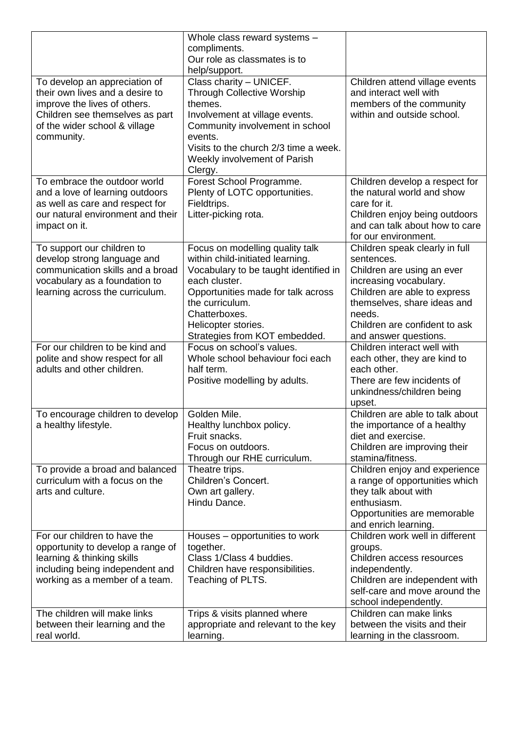| | | |
|---|---|---|
| | Whole class reward systems – compliments.<br>Our role as classmates is to help/support. | |
| To develop an appreciation of their own lives and a desire to improve the lives of others.<br>Children see themselves as part of the wider school & village community. | Class charity – UNICEF.<br>Through Collective Worship themes.<br>Involvement at village events.<br>Community involvement in school events.<br>Visits to the church 2/3 time a week.<br>Weekly involvement of Parish Clergy. | Children attend village events and interact well with members of the community within and outside school. |
| To embrace the outdoor world and a love of learning outdoors as well as care and respect for our natural environment and their impact on it. | Forest School Programme.<br>Plenty of LOTC opportunities.<br>Fieldtrips.<br>Litter-picking rota. | Children develop a respect for the natural world and show care for it.<br>Children enjoy being outdoors and can talk about how to care for our environment. |
| To support our children to develop strong language and communication skills and a broad vocabulary as a foundation to learning across the curriculum. | Focus on modelling quality talk within child-initiated learning.<br>Vocabulary to be taught identified in each cluster.<br>Opportunities made for talk across the curriculum.<br>Chatterboxes.<br>Helicopter stories.<br>Strategies from KOT embedded. | Children speak clearly in full sentences.<br>Children are using an ever increasing vocabulary.<br>Children are able to express themselves, share ideas and needs.<br>Children are confident to ask and answer questions. |
| For our children to be kind and polite and show respect for all adults and other children. | Focus on school's values.<br>Whole school behaviour foci each half term.<br>Positive modelling by adults. | Children interact well with each other, they are kind to each other.<br>There are few incidents of unkindness/children being upset. |
| To encourage children to develop a healthy lifestyle. | Golden Mile.<br>Healthy lunchbox policy.<br>Fruit snacks.<br>Focus on outdoors.<br>Through our RHE curriculum. | Children are able to talk about the importance of a healthy diet and exercise.<br>Children are improving their stamina/fitness. |
| To provide a broad and balanced curriculum with a focus on the arts and culture. | Theatre trips.<br>Children's Concert.<br>Own art gallery.<br>Hindu Dance. | Children enjoy and experience a range of opportunities which they talk about with enthusiasm.<br>Opportunities are memorable and enrich learning. |
| For our children to have the opportunity to develop a range of learning & thinking skills including being independent and working as a member of a team. | Houses – opportunities to work together.<br>Class 1/Class 4 buddies.<br>Children have responsibilities.<br>Teaching of PLTS. | Children work well in different groups.<br>Children access resources independently.<br>Children are independent with self-care and move around the school independently. |
| The children will make links between their learning and the real world. | Trips & visits planned where appropriate and relevant to the key learning. | Children can make links between the visits and their learning in the classroom. |